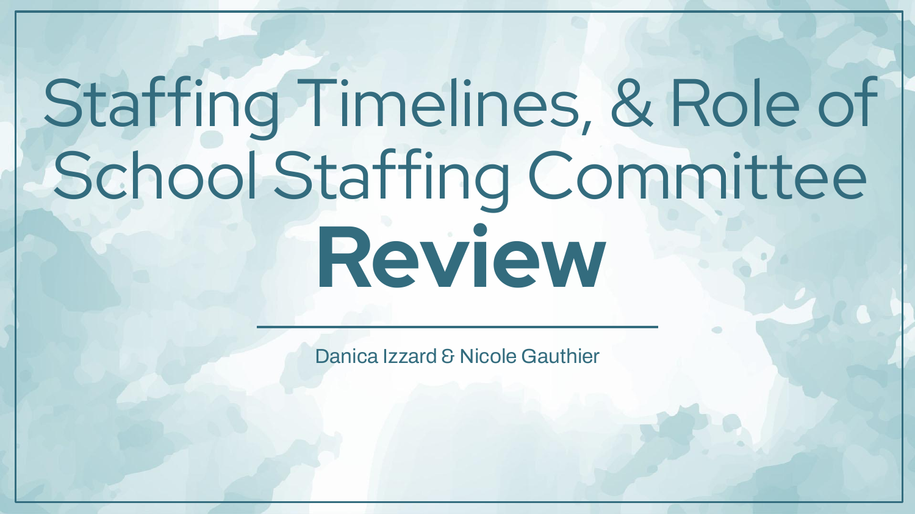# Staffing Timelines, & Role of School Staffing Committee **Review**

Danica Izzard & Nicole Gauthier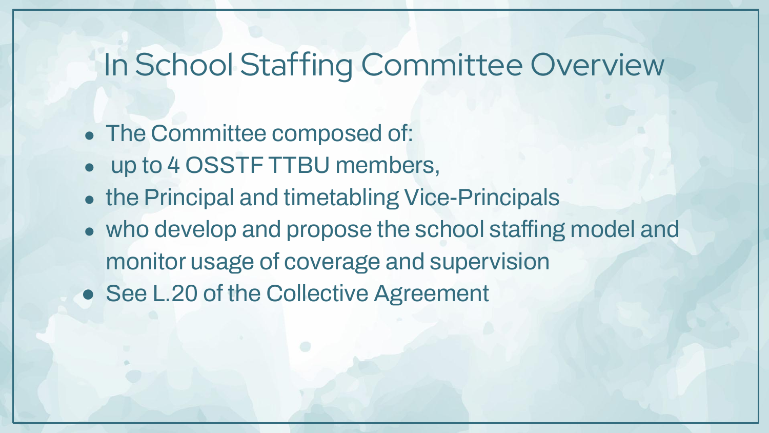# In School Staffing Committee Overview

- The Committee composed of:
- up to 4 OSSTF TTBU members,
- the Principal and timetabling Vice-Principals
- who develop and propose the school staffing model and monitor usage of coverage and supervision
- See L.20 of the Collective Agreement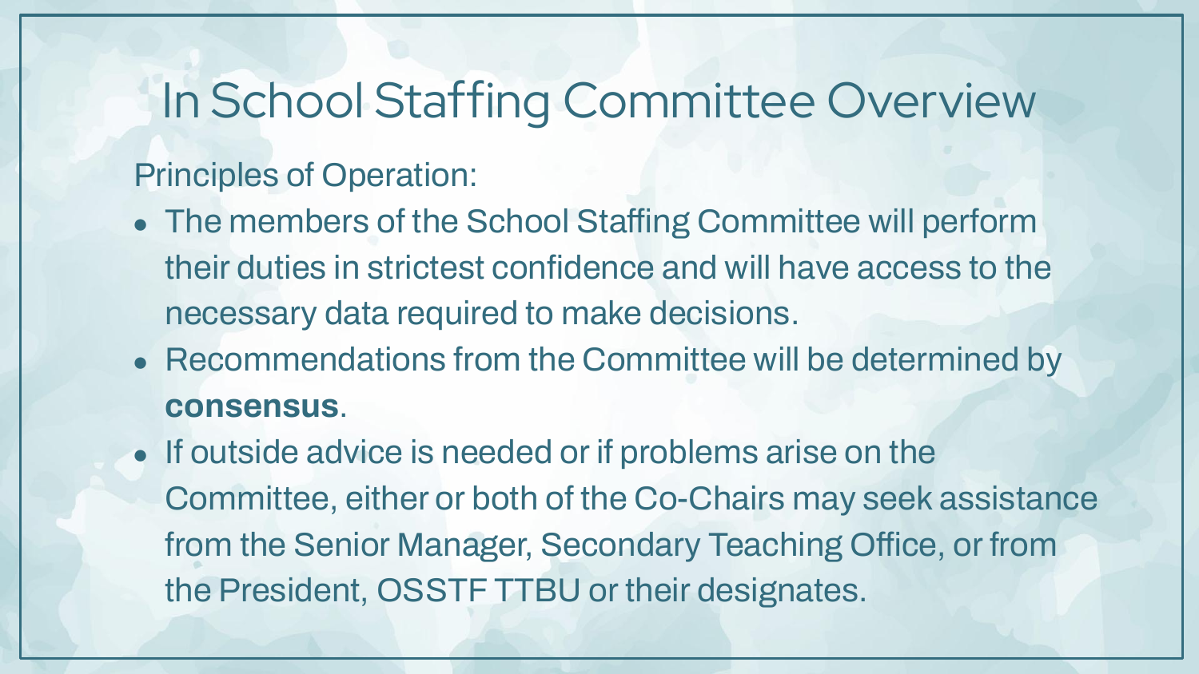# In School Staffing Committee Overview

Principles of Operation:

- The members of the School Staffing Committee will perform their duties in strictest confidence and will have access to the necessary data required to make decisions.
- Recommendations from the Committee will be determined by **consensus**.
- If outside advice is needed or if problems arise on the Committee, either or both of the Co-Chairs may seek assistance from the Senior Manager, Secondary Teaching Office, or from the President, OSSTF TTBU or their designates.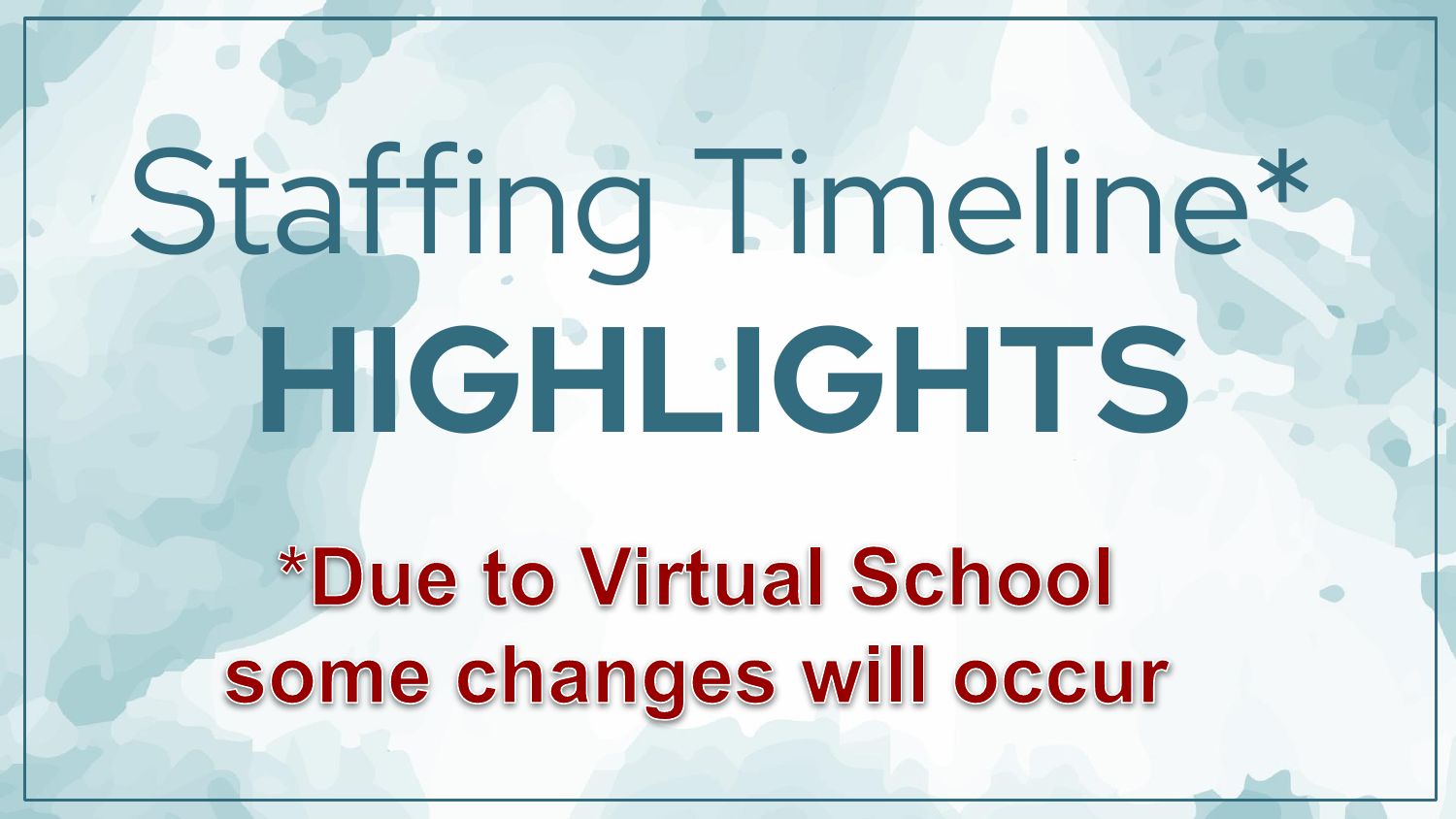# Staffing Timeline*

# HIGHLIGHTS

**\*Due to Virtual School some changes will occur**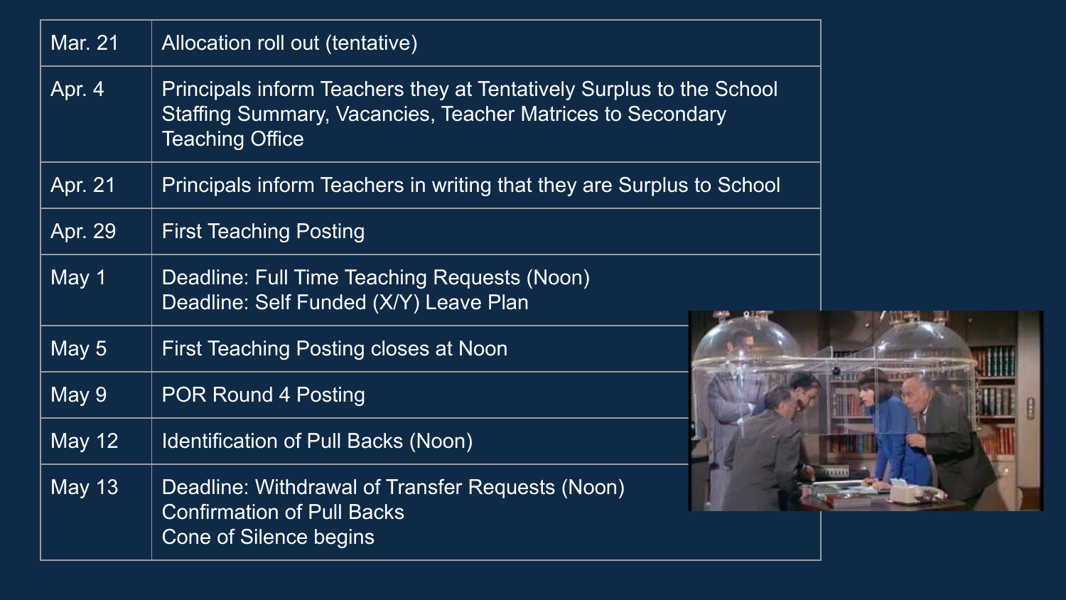| | |
|---|---|
| Mar. 21 | Allocation roll out (tentative) |
| Apr. 4 | Principals inform Teachers they at Tentatively Surplus to the School<br>Staffing Summary, Vacancies, Teacher Matrices to Secondary Teaching Office |
| Apr. 21 | Principals inform Teachers in writing that they are Surplus to School |
| Apr. 29 | First Teaching Posting |
| May 1 | Deadline: Full Time Teaching Requests (Noon)<br>Deadline: Self Funded (X/Y) Leave Plan |
| May 5 | First Teaching Posting closes at Noon |
| May 9 | POR Round 4 Posting |
| May 12 | Identification of Pull Backs (Noon) |
| May 13 | Deadline: Withdrawal of Transfer Requests (Noon)<br>Confirmation of Pull Backs<br>Cone of Silence begins |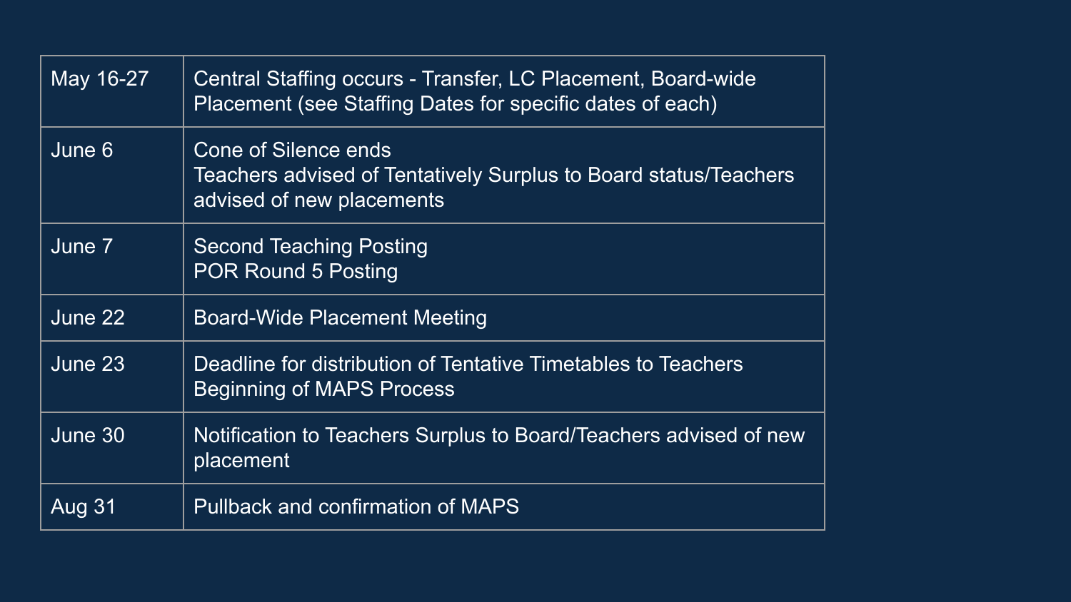| | |
|---|---|
| May 16-27 | Central Staffing occurs - Transfer, LC Placement, Board-wide Placement (see Staffing Dates for specific dates of each) |
| June 6 | Cone of Silence ends<br>Teachers advised of Tentatively Surplus to Board status/Teachers advised of new placements |
| June 7 | Second Teaching Posting<br>POR Round 5 Posting |
| June 22 | Board-Wide Placement Meeting |
| June 23 | Deadline for distribution of Tentative Timetables to Teachers<br>Beginning of MAPS Process |
| June 30 | Notification to Teachers Surplus to Board/Teachers advised of new placement |
| Aug 31 | Pullback and confirmation of MAPS |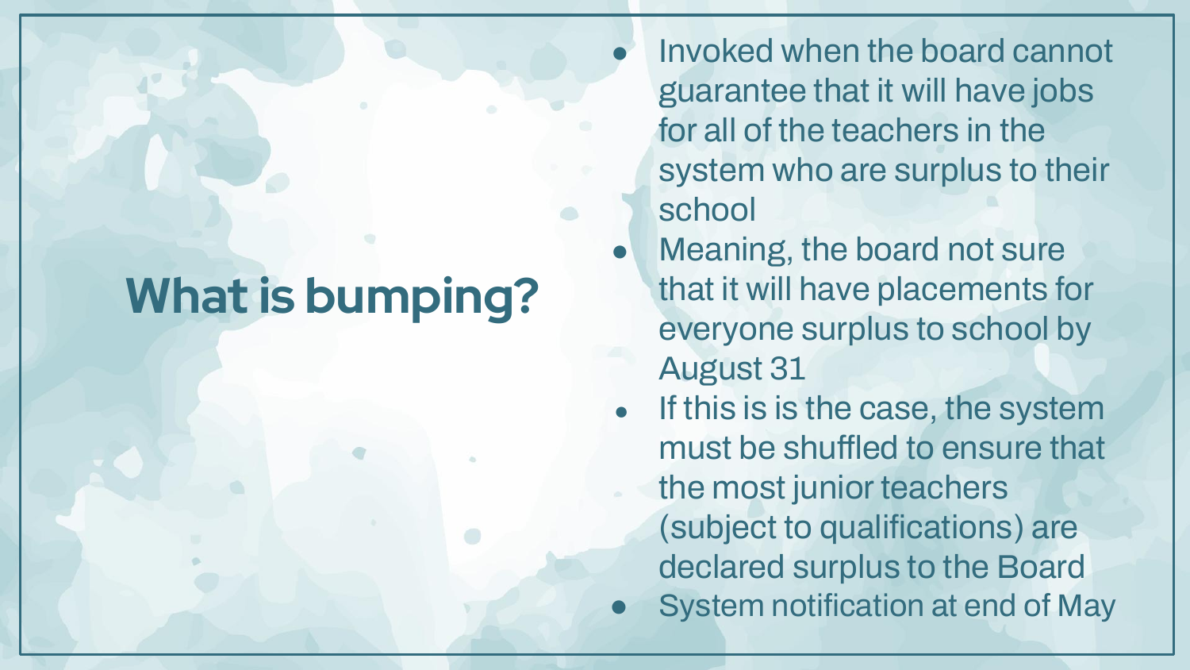# What is bumping?

- Invoked when the board cannot guarantee that it will have jobs for all of the teachers in the system who are surplus to their school
- Meaning, the board not sure that it will have placements for everyone surplus to school by August 31
- If this is is the case, the system must be shuffled to ensure that the most junior teachers (subject to qualifications) are declared surplus to the Board
- System notification at end of May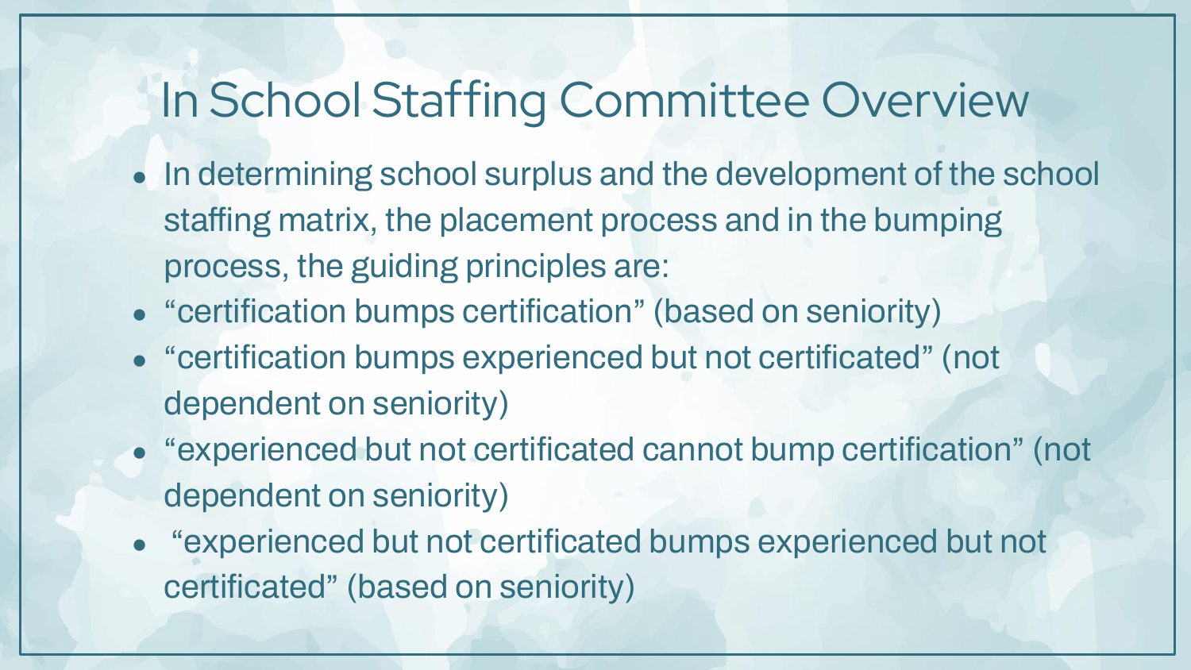# In School Staffing Committee Overview

- In determining school surplus and the development of the school staffing matrix, the placement process and in the bumping process, the guiding principles are:
- "certification bumps certification" (based on seniority)
- "certification bumps experienced but not certificated" (not dependent on seniority)
- "experienced but not certificated cannot bump certification" (not dependent on seniority)
- "experienced but not certificated bumps experienced but not certificated" (based on seniority)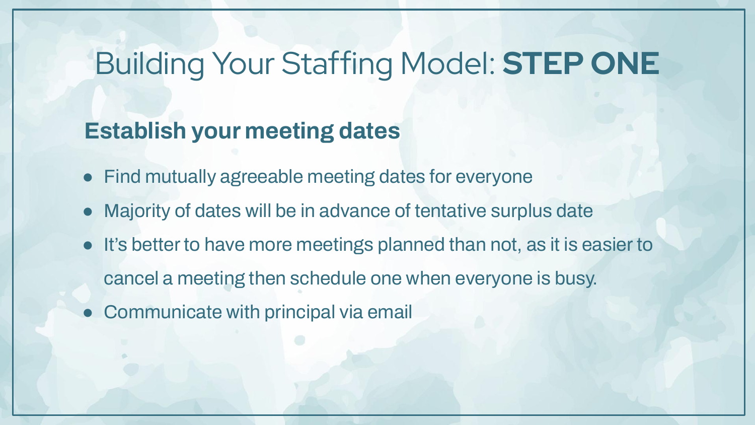# Building Your Staffing Model: **STEP ONE**

## Establish your meeting dates

- Find mutually agreeable meeting dates for everyone
- Majority of dates will be in advance of tentative surplus date
- It's better to have more meetings planned than not, as it is easier to cancel a meeting then schedule one when everyone is busy.
- Communicate with principal via email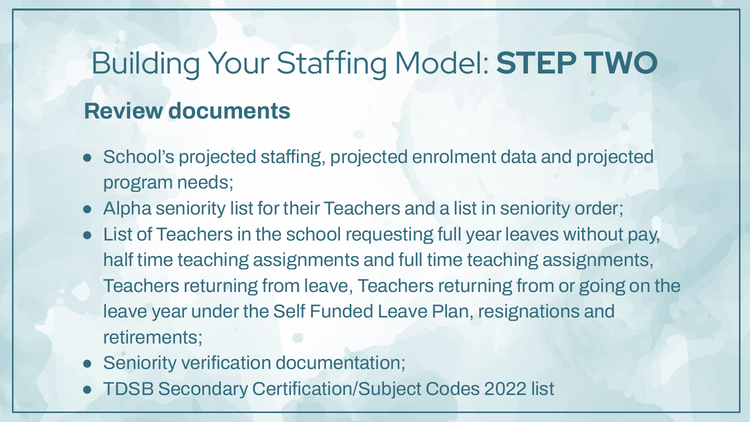# Building Your Staffing Model: **STEP TWO**

## Review documents

- School's projected staffing, projected enrolment data and projected program needs;
- Alpha seniority list for their Teachers and a list in seniority order;
- List of Teachers in the school requesting full year leaves without pay, half time teaching assignments and full time teaching assignments, Teachers returning from leave, Teachers returning from or going on the leave year under the Self Funded Leave Plan, resignations and retirements;
- Seniority verification documentation;
- TDSB Secondary Certification/Subject Codes 2022 list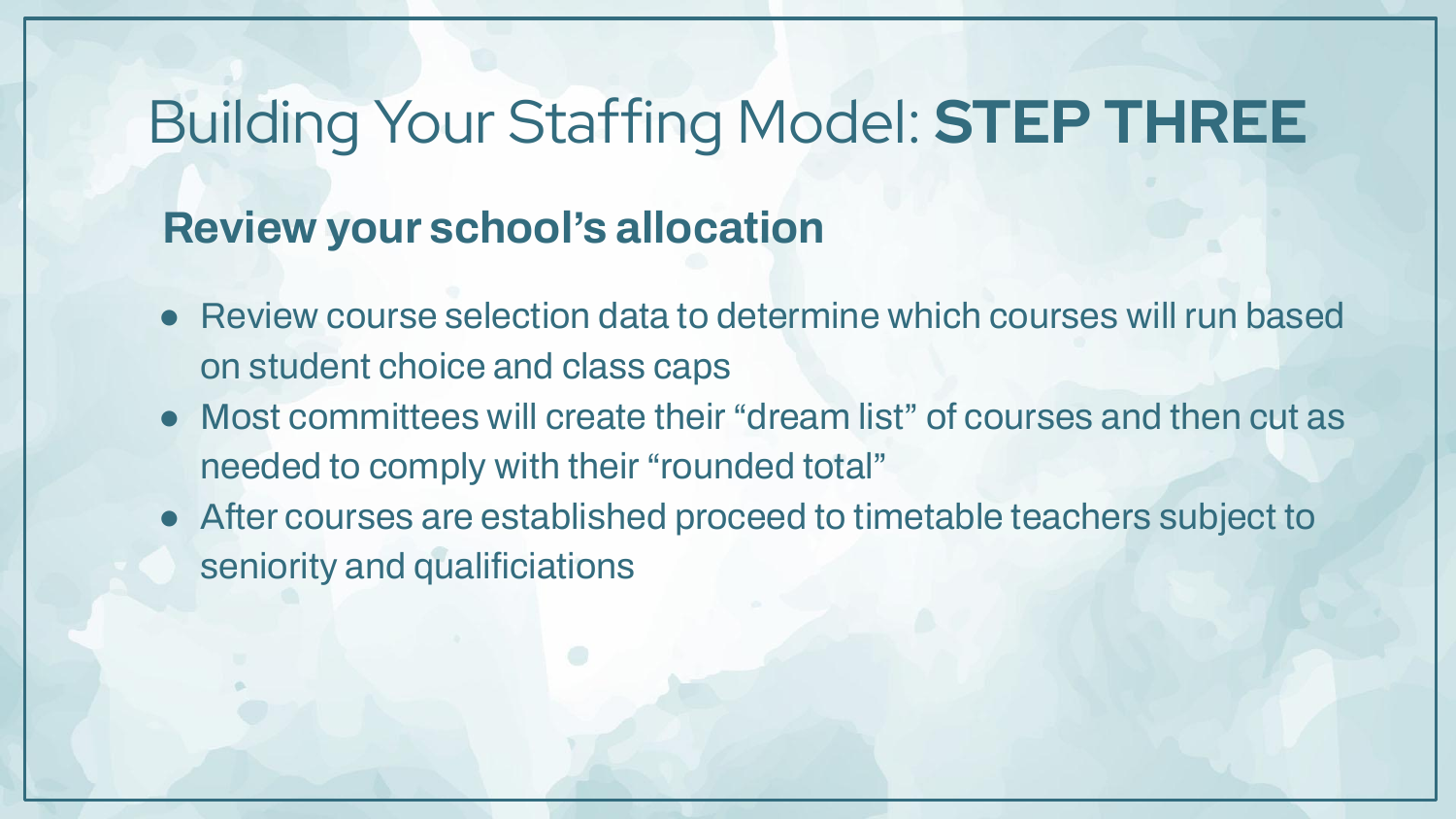# Building Your Staffing Model: **STEP THREE**

## Review your school's allocation

- Review course selection data to determine which courses will run based on student choice and class caps
- Most committees will create their "dream list" of courses and then cut as needed to comply with their "rounded total"
- After courses are established proceed to timetable teachers subject to seniority and qualificiations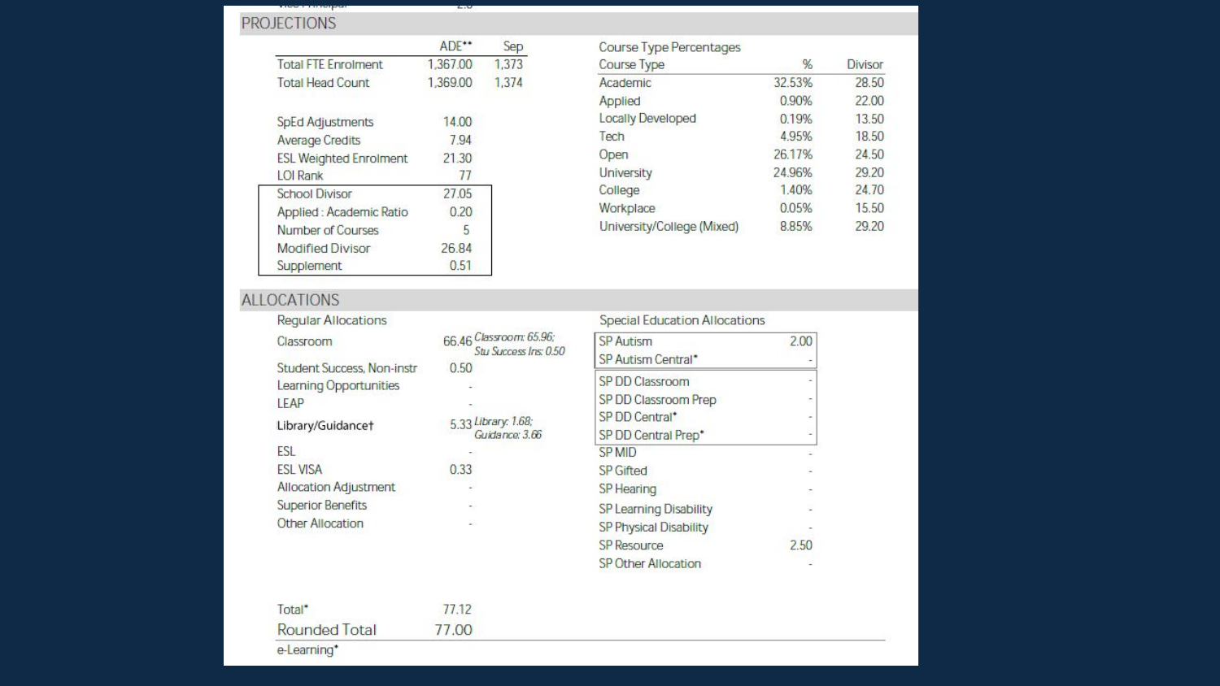## PROJECTIONS

| | ADE** | Sep |
|---|---|---|
| Total FTE Enrolment | 1,367.00 | 1,373 |
| Total Head Count | 1,369.00 | 1,374 |

| | |
|---|---|
| SpEd Adjustments | 14.00 |
| Average Credits | 7.94 |
| ESL Weighted Enrolment | 21.30 |
| LOI Rank | 77 |
| School Divisor | 27.05 |
| Applied : Academic Ratio | 0.20 |
| Number of Courses | 5 |
| Modified Divisor | 26.84 |
| Supplement | 0.51 |

Course Type Percentages

| Course Type | % | Divisor |
|---|---|---|
| Academic | 32.53% | 28.50 |
| Applied | 0.90% | 22.00 |
| Locally Developed | 0.19% | 13.50 |
| Tech | 4.95% | 18.50 |
| Open | 26.17% | 24.50 |
| University | 24.96% | 29.20 |
| College | 1.40% | 24.70 |
| Workplace | 0.05% | 15.50 |
| University/College (Mixed) | 8.85% | 29.20 |

## ALLOCATIONS

Regular Allocations

| | | |
|---|---|---|
| Classroom | 66.46 | *Classroom: 65.96; Stu Success Ins: 0.50* |
| Student Success, Non-instr | 0.50 | |
| Learning Opportunities | - | |
| LEAP | - | |
| Library/Guidance† | 5.33 | *Library: 1.68; Guidance: 3.66* |
| ESL | - | |
| ESL VISA | 0.33 | |
| Allocation Adjustment | - | |
| Superior Benefits | - | |
| Other Allocation | - | |
| Total* | 77.12 | |
| Rounded Total | 77.00 | |
| e-Learning* | | |

Special Education Allocations

| | |
|---|---|
| SP Autism | 2.00 |
| SP Autism Central* | - |
| SP DD Classroom | - |
| SP DD Classroom Prep | - |
| SP DD Central* | - |
| SP DD Central Prep* | - |
| SP MID | - |
| SP Gifted | - |
| SP Hearing | - |
| SP Learning Disability | - |
| SP Physical Disability | - |
| SP Resource | 2.50 |
| SP Other Allocation | - |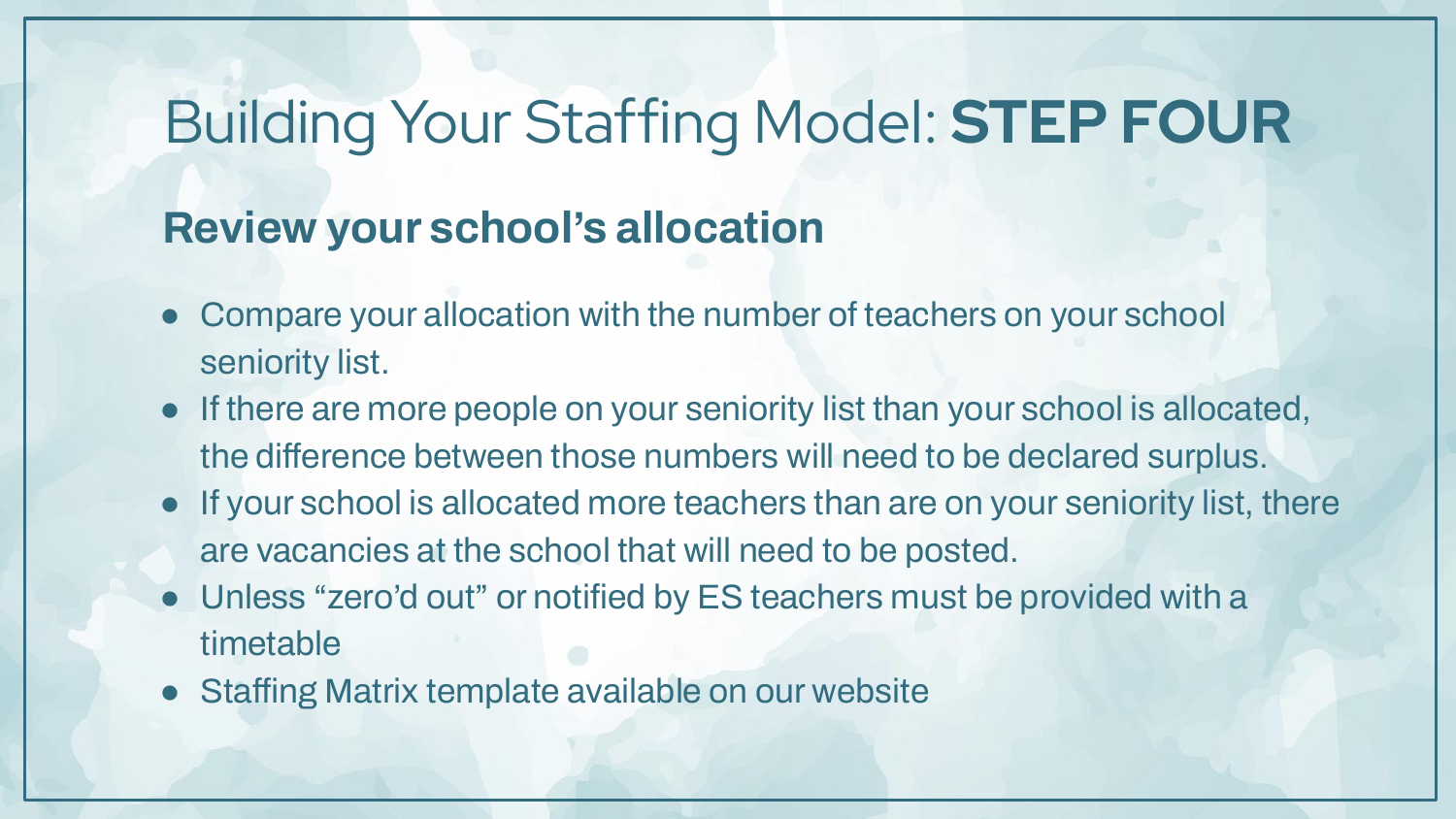# Building Your Staffing Model: **STEP FOUR**

## Review your school's allocation

- Compare your allocation with the number of teachers on your school seniority list.
- If there are more people on your seniority list than your school is allocated, the difference between those numbers will need to be declared surplus.
- If your school is allocated more teachers than are on your seniority list, there are vacancies at the school that will need to be posted.
- Unless "zero'd out" or notified by ES teachers must be provided with a timetable
- Staffing Matrix template available on our website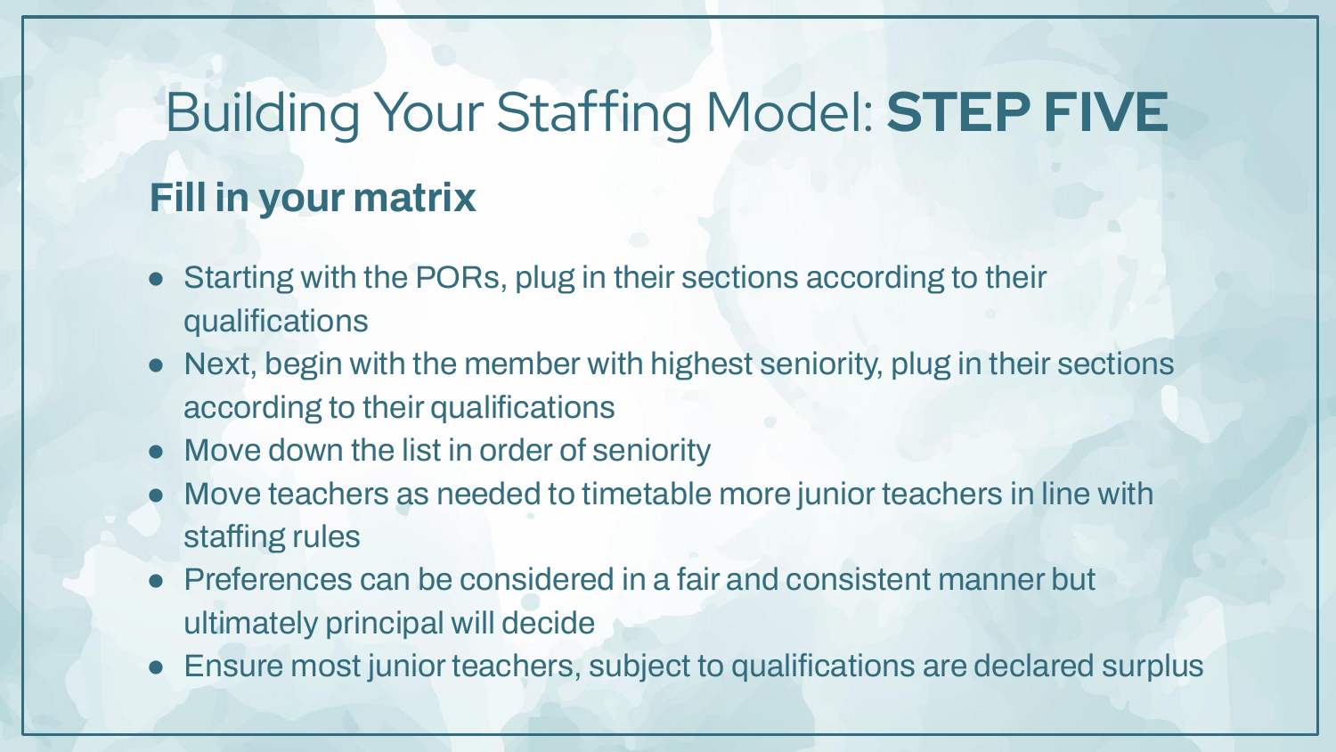# Building Your Staffing Model: **STEP FIVE**

## Fill in your matrix

- Starting with the PORs, plug in their sections according to their qualifications
- Next, begin with the member with highest seniority, plug in their sections according to their qualifications
- Move down the list in order of seniority
- Move teachers as needed to timetable more junior teachers in line with staffing rules
- Preferences can be considered in a fair and consistent manner but ultimately principal will decide
- Ensure most junior teachers, subject to qualifications are declared surplus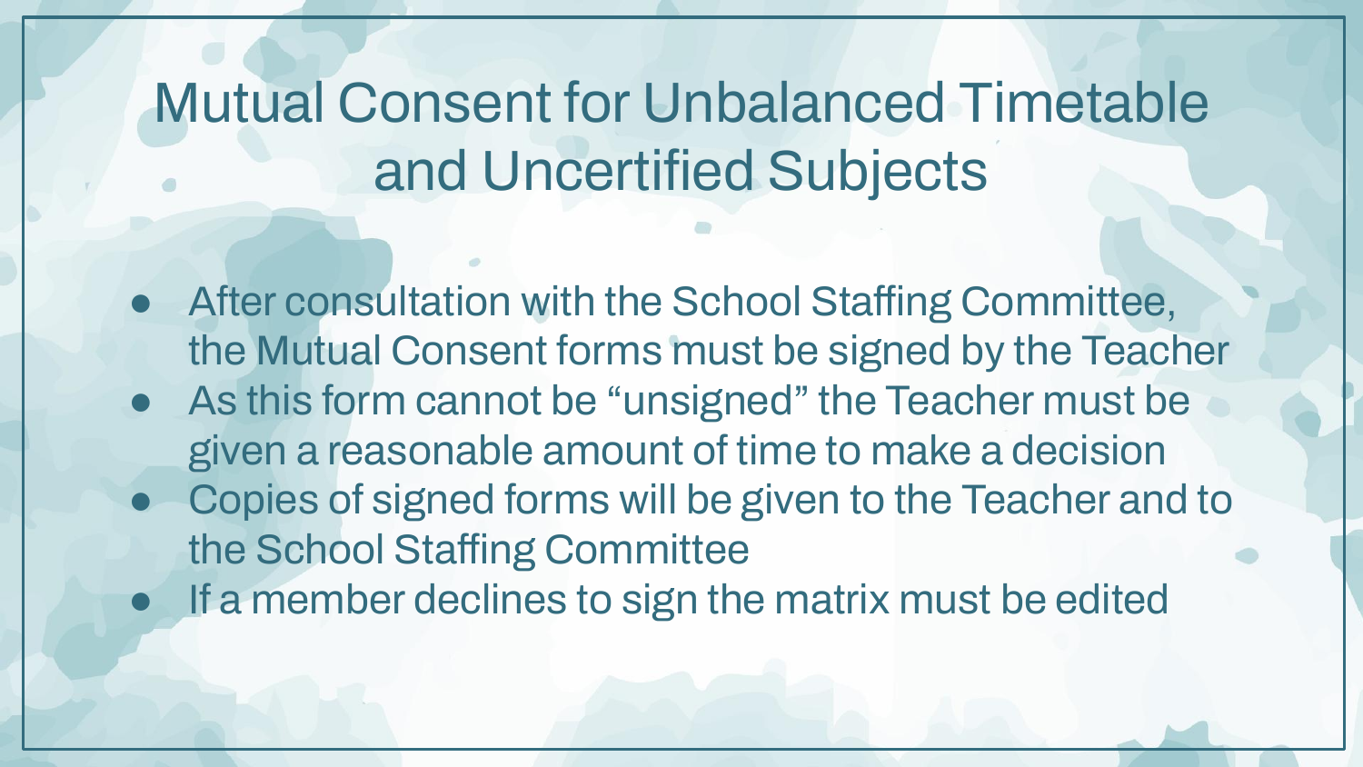# Mutual Consent for Unbalanced Timetable and Uncertified Subjects

- After consultation with the School Staffing Committee, the Mutual Consent forms must be signed by the Teacher
- As this form cannot be "unsigned" the Teacher must be given a reasonable amount of time to make a decision
- Copies of signed forms will be given to the Teacher and to the School Staffing Committee
- If a member declines to sign the matrix must be edited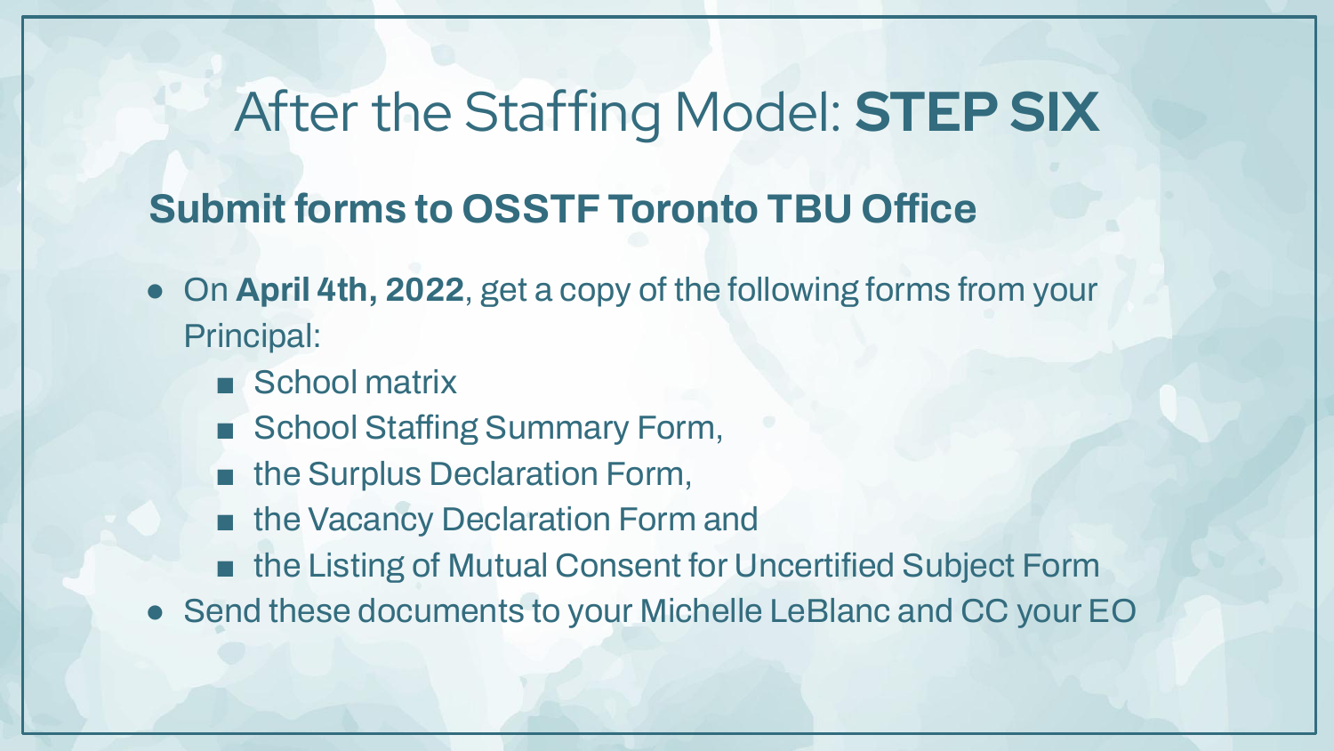# After the Staffing Model: **STEP SIX**

## Submit forms to OSSTF Toronto TBU Office

- On **April 4th, 2022**, get a copy of the following forms from your Principal:
  - School matrix
  - School Staffing Summary Form,
  - the Surplus Declaration Form,
  - the Vacancy Declaration Form and
  - the Listing of Mutual Consent for Uncertified Subject Form
- Send these documents to your Michelle LeBlanc and CC your EO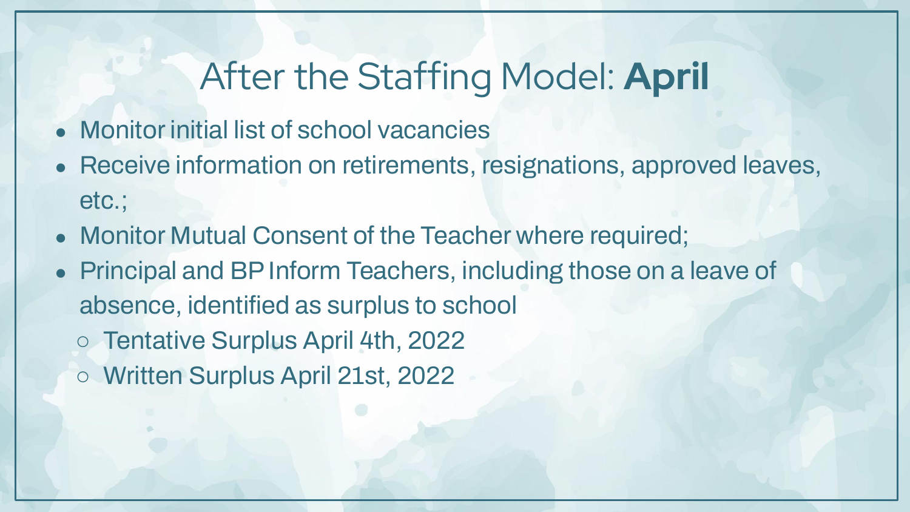# After the Staffing Model: **April**

- Monitor initial list of school vacancies
- Receive information on retirements, resignations, approved leaves, etc.;
- Monitor Mutual Consent of the Teacher where required;
- Principal and BP Inform Teachers, including those on a leave of absence, identified as surplus to school
  - Tentative Surplus April 4th, 2022
  - Written Surplus April 21st, 2022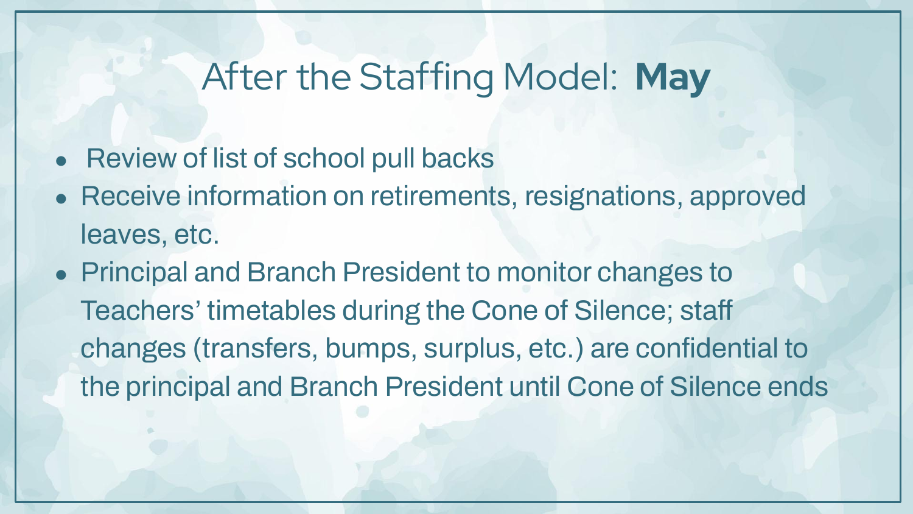# After the Staffing Model: **May**

- Review of list of school pull backs
- Receive information on retirements, resignations, approved leaves, etc.
- Principal and Branch President to monitor changes to Teachers' timetables during the Cone of Silence; staff changes (transfers, bumps, surplus, etc.) are confidential to the principal and Branch President until Cone of Silence ends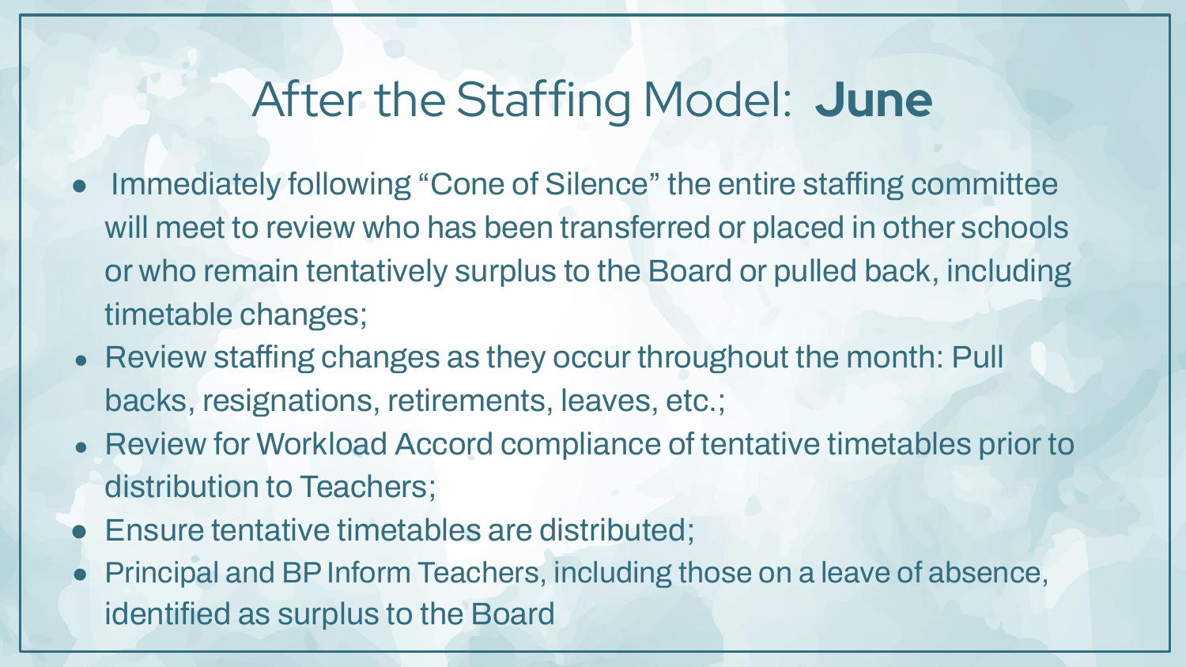# After the Staffing Model: **June**

- Immediately following "Cone of Silence" the entire staffing committee will meet to review who has been transferred or placed in other schools or who remain tentatively surplus to the Board or pulled back, including timetable changes;
- Review staffing changes as they occur throughout the month: Pull backs, resignations, retirements, leaves, etc.;
- Review for Workload Accord compliance of tentative timetables prior to distribution to Teachers;
- Ensure tentative timetables are distributed;
- Principal and BP Inform Teachers, including those on a leave of absence, identified as surplus to the Board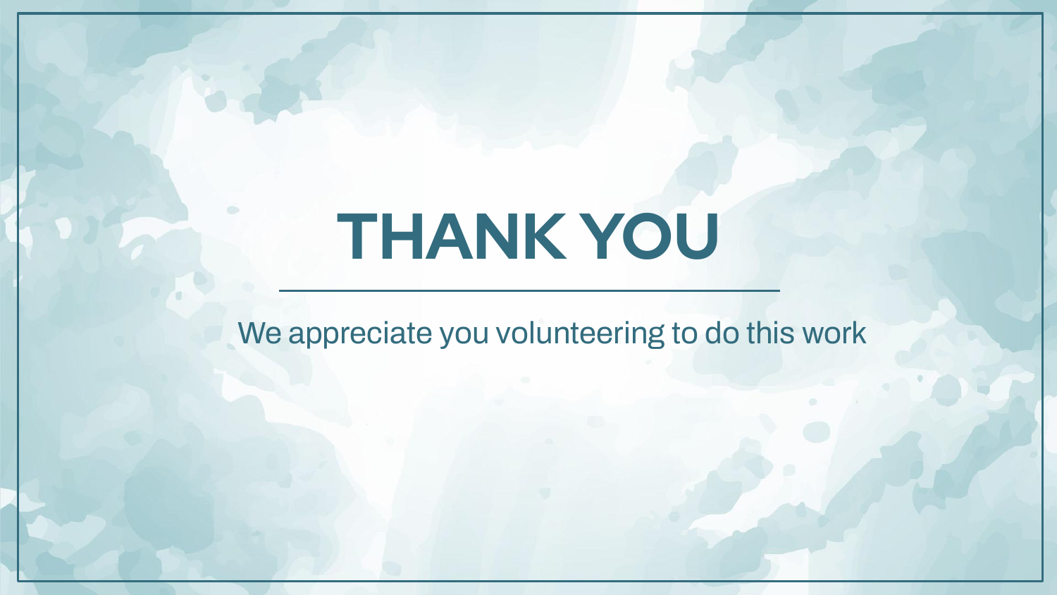# THANK YOU

We appreciate you volunteering to do this work